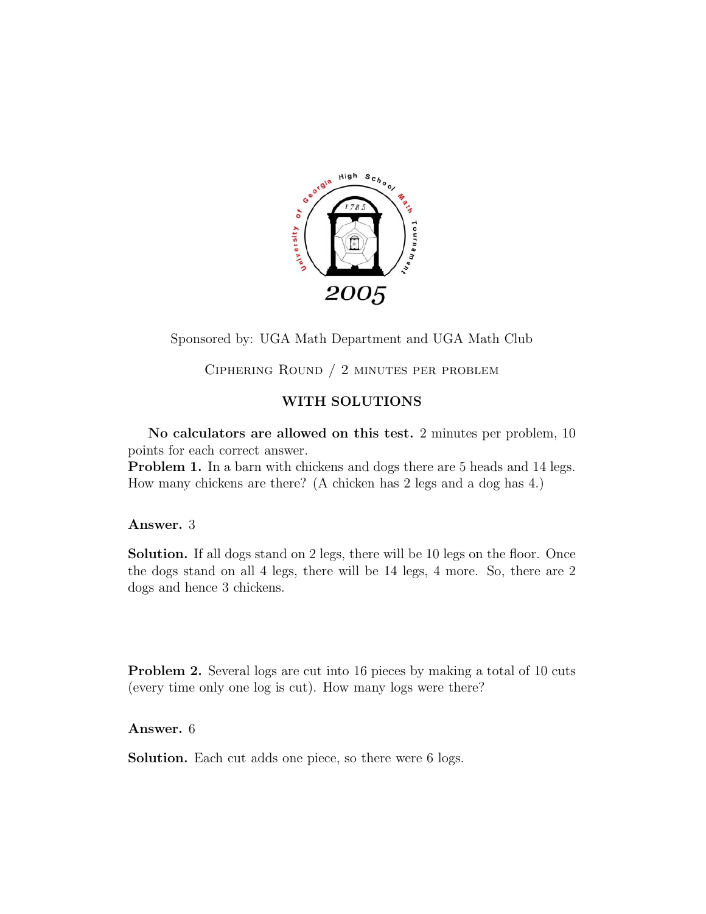Sponsored by: UGA Math Department and UGA Math Club

CIPHERING ROUND / 2 MINUTES PER PROBLEM

## WITH SOLUTIONS

**No calculators are allowed on this test.** 2 minutes per problem, 10 points for each correct answer.

**Problem 1.** In a barn with chickens and dogs there are 5 heads and 14 legs. How many chickens are there? (A chicken has 2 legs and a dog has 4.)

**Answer.** 3

**Solution.** If all dogs stand on 2 legs, there will be 10 legs on the floor. Once the dogs stand on all 4 legs, there will be 14 legs, 4 more. So, there are 2 dogs and hence 3 chickens.

**Problem 2.** Several logs are cut into 16 pieces by making a total of 10 cuts (every time only one log is cut). How many logs were there?

**Answer.** 6

**Solution.** Each cut adds one piece, so there were 6 logs.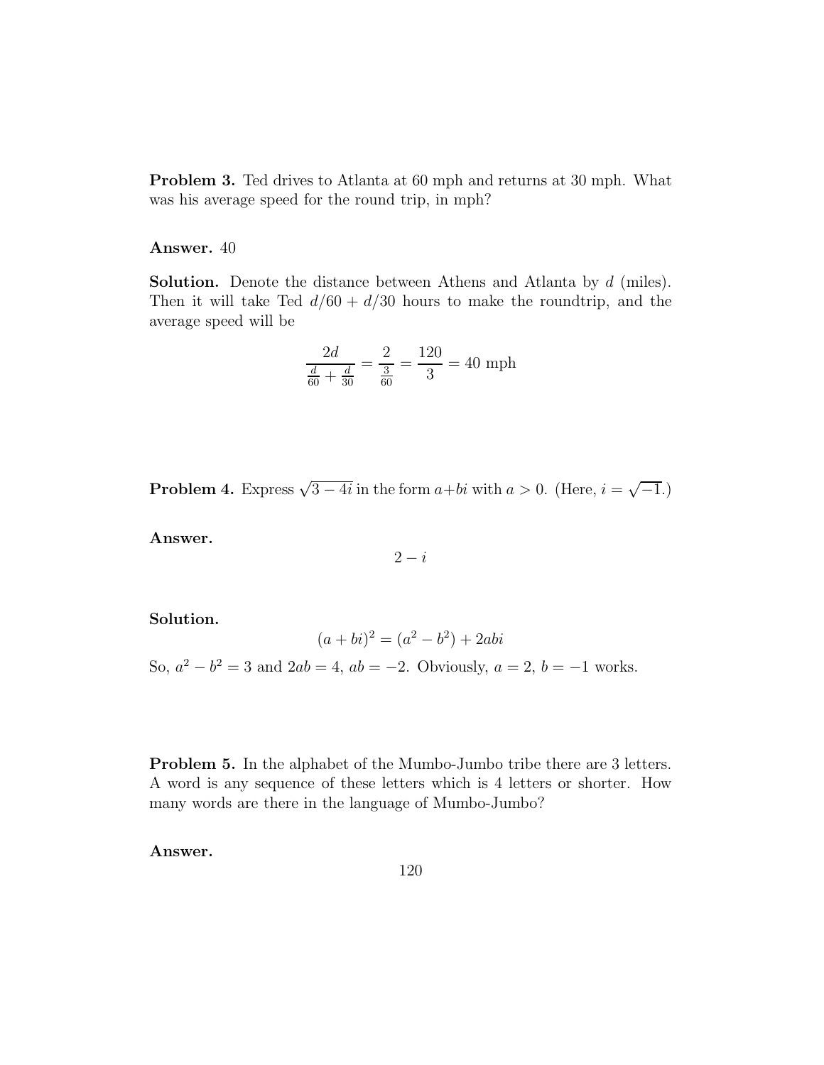**Problem 3.** Ted drives to Atlanta at 60 mph and returns at 30 mph. What was his average speed for the round trip, in mph?

**Answer.** 40

**Solution.** Denote the distance between Athens and Atlanta by $d$ (miles). Then it will take Ted $d/60 + d/30$ hours to make the roundtrip, and the average speed will be

$$\frac{2d}{\frac{d}{60} + \frac{d}{30}} = \frac{2}{\frac{3}{60}} = \frac{120}{3} = 40 \text{ mph}$$

**Problem 4.** Express $\sqrt{3 - 4i}$ in the form $a + bi$ with $a > 0$. (Here, $i = \sqrt{-1}$.)

**Answer.**

$$2 - i$$

**Solution.**

$$(a + bi)^2 = (a^2 - b^2) + 2abi$$

So, $a^2 - b^2 = 3$ and $2ab = 4$, $ab = -2$. Obviously, $a = 2$, $b = -1$ works.

**Problem 5.** In the alphabet of the Mumbo-Jumbo tribe there are 3 letters. A word is any sequence of these letters which is 4 letters or shorter. How many words are there in the language of Mumbo-Jumbo?

**Answer.**

$$120$$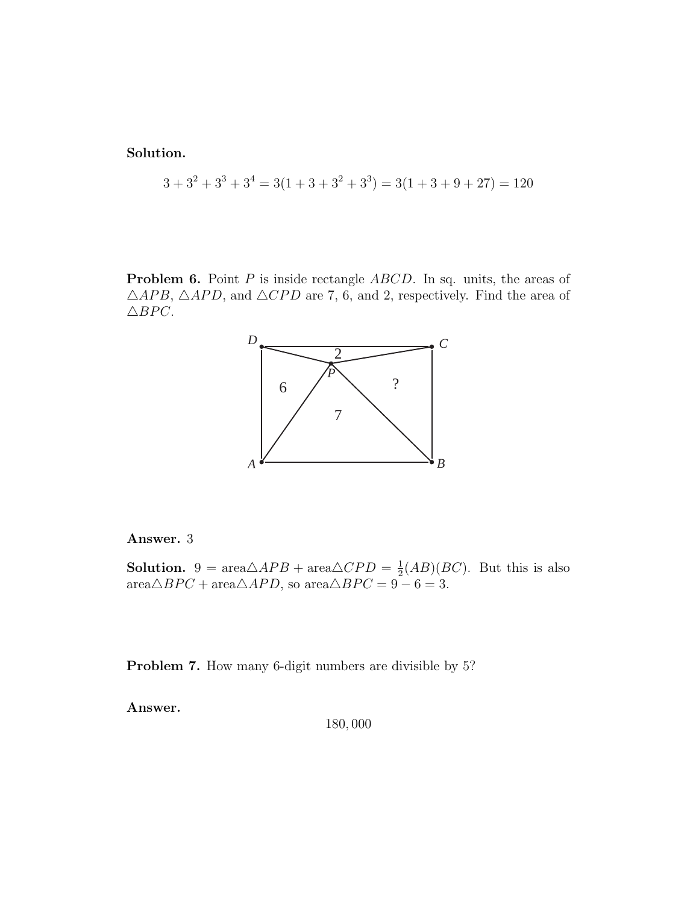**Solution.**

$$3 + 3^2 + 3^3 + 3^4 = 3(1 + 3 + 3^2 + 3^3) = 3(1 + 3 + 9 + 27) = 120$$

**Problem 6.** Point $P$ is inside rectangle $ABCD$. In sq. units, the areas of $\triangle APB$, $\triangle APD$, and $\triangle CPD$ are 7, 6, and 2, respectively. Find the area of $\triangle BPC$.

**Answer.** 3

**Solution.** $9 = \text{area}\triangle APB + \text{area}\triangle CPD = \frac{1}{2}(AB)(BC)$. But this is also $\text{area}\triangle BPC + \text{area}\triangle APD$, so $\text{area}\triangle BPC = 9 - 6 = 3$.

**Problem 7.** How many 6-digit numbers are divisible by 5?

**Answer.**

$$180,000$$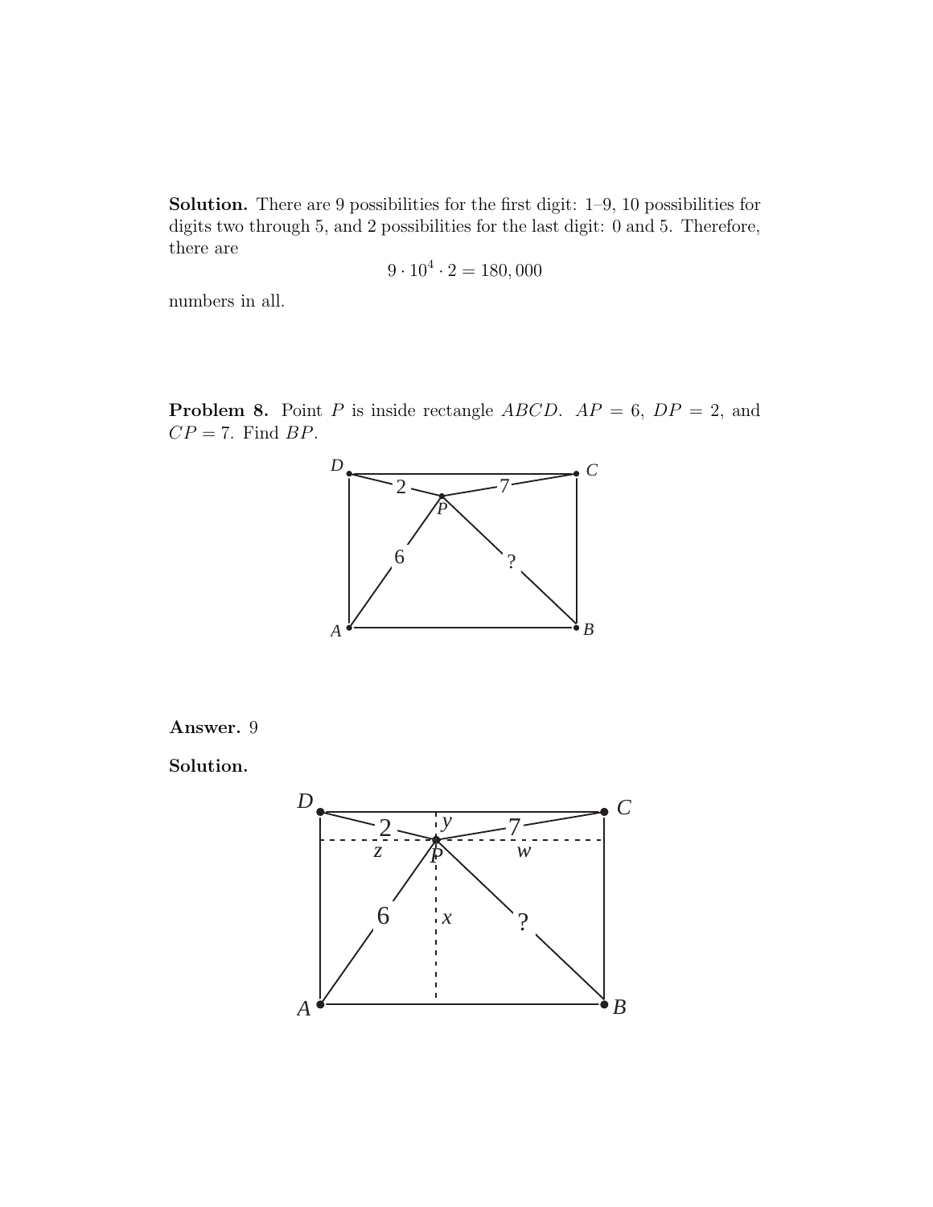**Solution.** There are 9 possibilities for the first digit: 1–9, 10 possibilities for digits two through 5, and 2 possibilities for the last digit: 0 and 5. Therefore, there are

$$9 \cdot 10^4 \cdot 2 = 180,000$$

numbers in all.

**Problem 8.** Point $P$ is inside rectangle $ABCD$. $AP = 6$, $DP = 2$, and $CP = 7$. Find $BP$.

**Answer.** 9

**Solution.**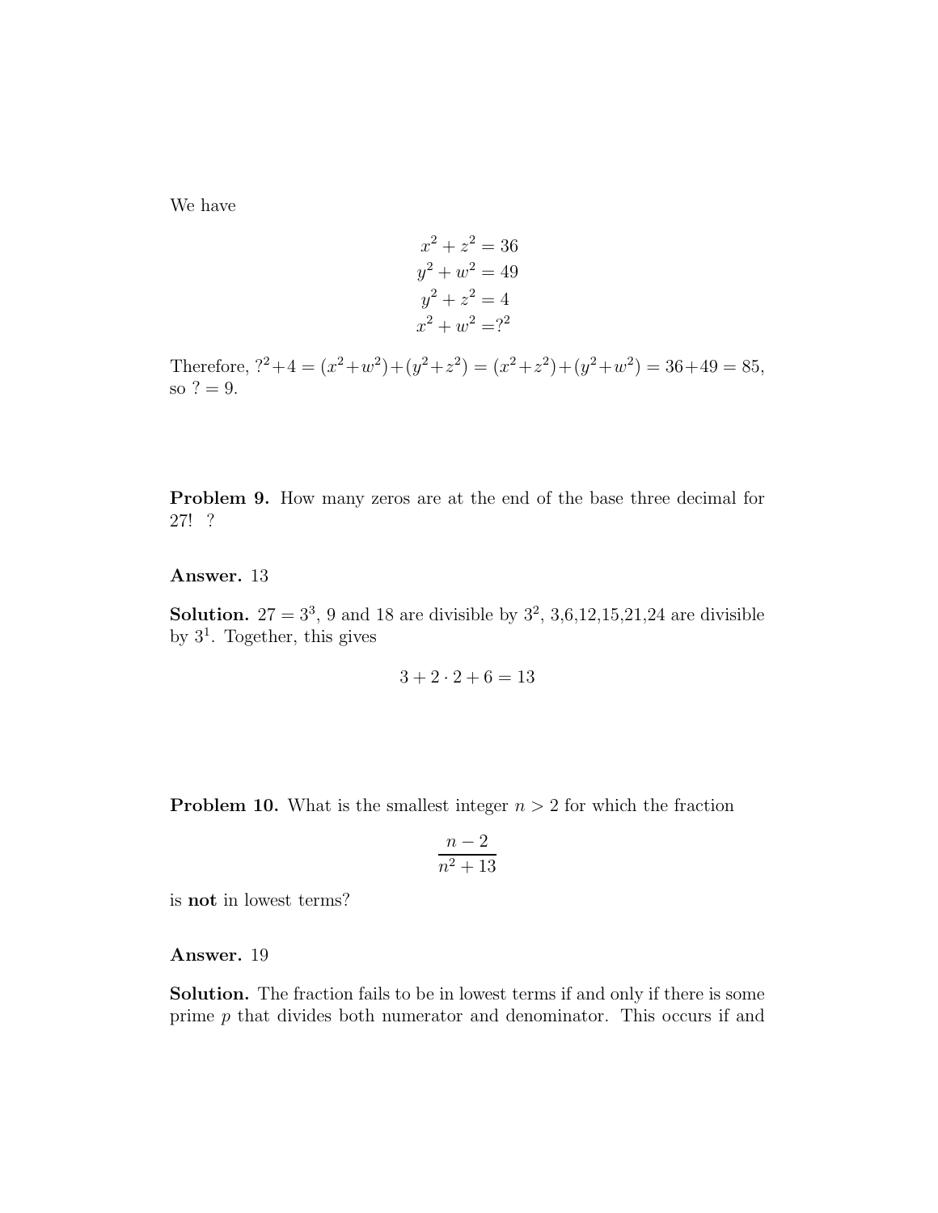We have

$$\begin{aligned}
x^2 + z^2 &= 36 \\
y^2 + w^2 &= 49 \\
y^2 + z^2 &= 4 \\
x^2 + w^2 &= ?^2
\end{aligned}$$

Therefore, $?^2 + 4 = (x^2 + w^2) + (y^2 + z^2) = (x^2 + z^2) + (y^2 + w^2) = 36 + 49 = 85$, so $? = 9$.

**Problem 9.** How many zeros are at the end of the base three decimal for 27! ?

**Answer.** 13

**Solution.** $27 = 3^3$, 9 and 18 are divisible by $3^2$, 3,6,12,15,21,24 are divisible by $3^1$. Together, this gives

$$3 + 2 \cdot 2 + 6 = 13$$

**Problem 10.** What is the smallest integer $n > 2$ for which the fraction

$$\frac{n-2}{n^2+13}$$

is **not** in lowest terms?

**Answer.** 19

**Solution.** The fraction fails to be in lowest terms if and only if there is some prime $p$ that divides both numerator and denominator. This occurs if and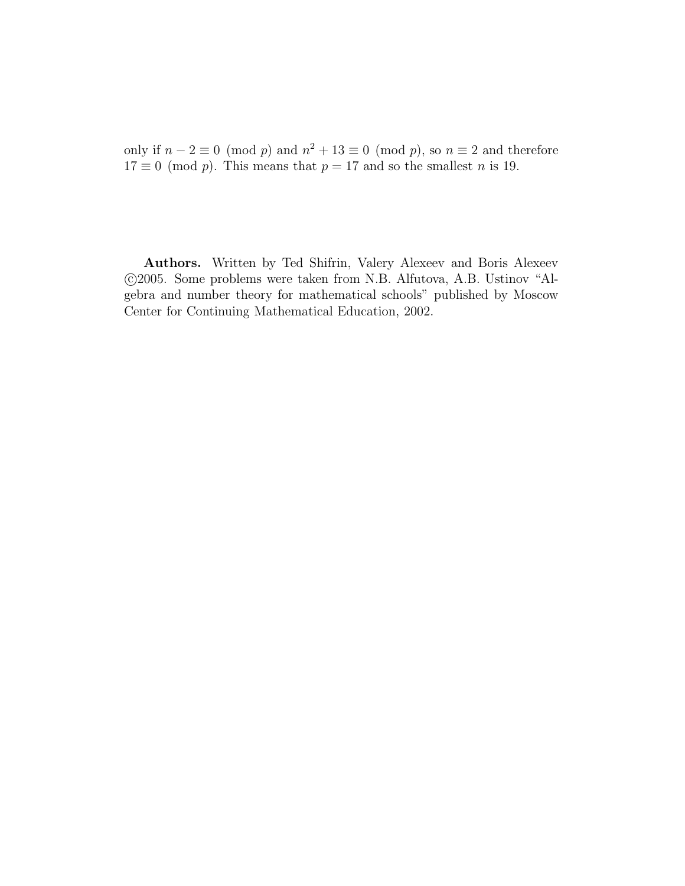only if $n - 2 \equiv 0 \pmod{p}$ and $n^2 + 13 \equiv 0 \pmod{p}$, so $n \equiv 2$ and therefore $17 \equiv 0 \pmod{p}$. This means that $p = 17$ and so the smallest $n$ is 19.

**Authors.** Written by Ted Shifrin, Valery Alexeev and Boris Alexeev ©2005. Some problems were taken from N.B. Alfutova, A.B. Ustinov "Algebra and number theory for mathematical schools" published by Moscow Center for Continuing Mathematical Education, 2002.